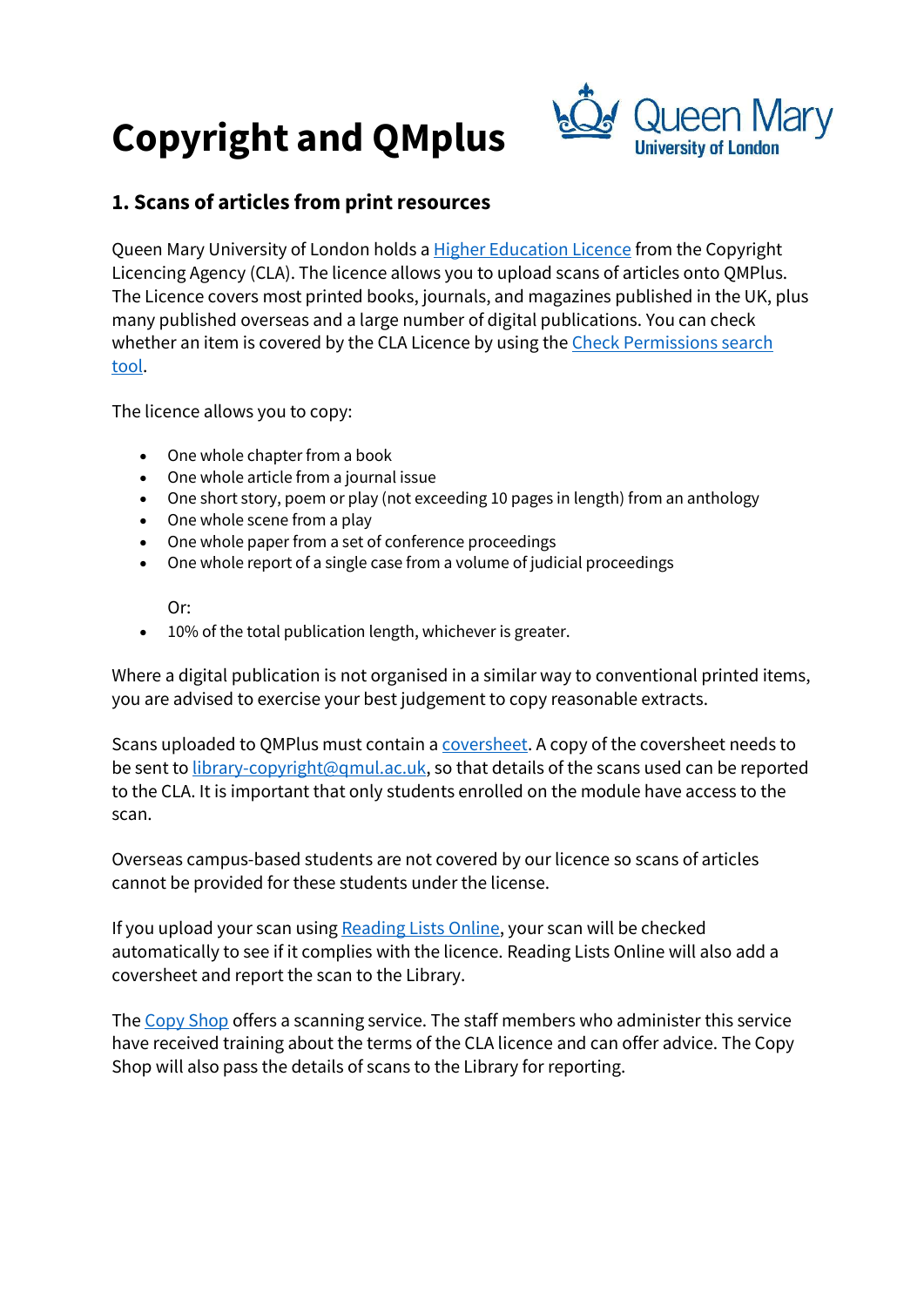# Copyright and QMplus

## 1. Scans of articles from print resources

Queen Mary University of London holds a Higher Education Licence from the Copyright Licencing Agency (CLA). The licence allows you to upload scans of articles onto QMPlus. The Licence covers most printed books, journals, and magazines published in the UK, plus many published overseas and a large number of digital publications. You can check whether an item is covered by the CLA Licence by using the Check Permissions search tool.

The licence allows you to copy:

- One whole chapter from a book
- One whole article from a journal issue
- One short story, poem or play (not exceeding 10 pages in length) from an anthology
- One whole scene from a play
- One whole paper from a set of conference proceedings
- One whole report of a single case from a volume of judicial proceedings

  Or:
- 10% of the total publication length, whichever is greater.

Where a digital publication is not organised in a similar way to conventional printed items, you are advised to exercise your best judgement to copy reasonable extracts.

Scans uploaded to QMPlus must contain a coversheet. A copy of the coversheet needs to be sent to library-copyright@qmul.ac.uk, so that details of the scans used can be reported to the CLA. It is important that only students enrolled on the module have access to the scan.

Overseas campus-based students are not covered by our licence so scans of articles cannot be provided for these students under the license.

If you upload your scan using Reading Lists Online, your scan will be checked automatically to see if it complies with the licence. Reading Lists Online will also add a coversheet and report the scan to the Library.

The Copy Shop offers a scanning service. The staff members who administer this service have received training about the terms of the CLA licence and can offer advice. The Copy Shop will also pass the details of scans to the Library for reporting.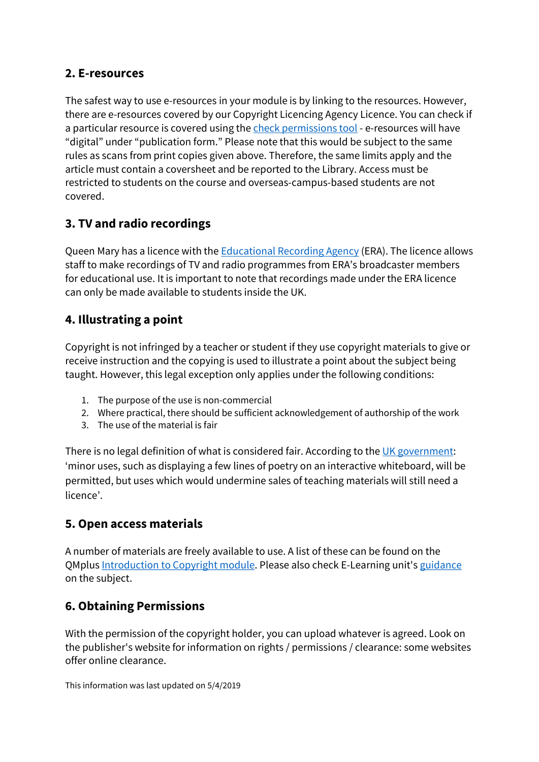## 2. E-resources

The safest way to use e-resources in your module is by linking to the resources. However, there are e-resources covered by our Copyright Licencing Agency Licence. You can check if a particular resource is covered using the check permissions tool - e-resources will have “digital” under “publication form.” Please note that this would be subject to the same rules as scans from print copies given above. Therefore, the same limits apply and the article must contain a coversheet and be reported to the Library. Access must be restricted to students on the course and overseas-campus-based students are not covered.

## 3. TV and radio recordings

Queen Mary has a licence with the Educational Recording Agency (ERA). The licence allows staff to make recordings of TV and radio programmes from ERA’s broadcaster members for educational use. It is important to note that recordings made under the ERA licence can only be made available to students inside the UK.

## 4. Illustrating a point

Copyright is not infringed by a teacher or student if they use copyright materials to give or receive instruction and the copying is used to illustrate a point about the subject being taught. However, this legal exception only applies under the following conditions:

1. The purpose of the use is non-commercial
2. Where practical, there should be sufficient acknowledgement of authorship of the work
3. The use of the material is fair

There is no legal definition of what is considered fair. According to the UK government: ‘minor uses, such as displaying a few lines of poetry on an interactive whiteboard, will be permitted, but uses which would undermine sales of teaching materials will still need a licence’.

## 5. Open access materials

A number of materials are freely available to use. A list of these can be found on the QMplus Introduction to Copyright module. Please also check E-Learning unit's guidance on the subject.

## 6. Obtaining Permissions

With the permission of the copyright holder, you can upload whatever is agreed. Look on the publisher's website for information on rights / permissions / clearance: some websites offer online clearance.

This information was last updated on 5/4/2019